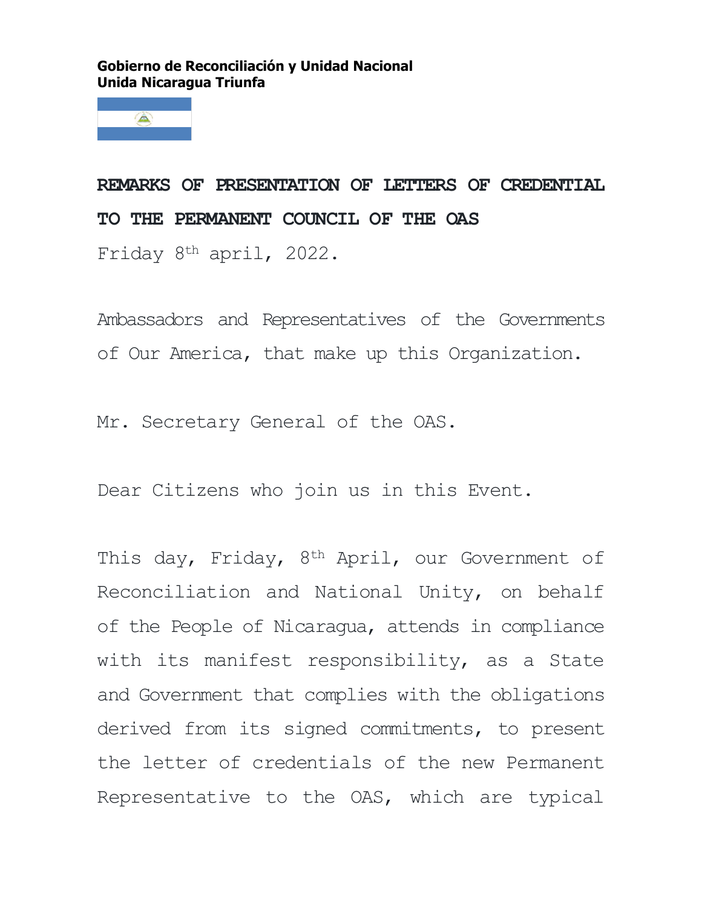**Gobierno de Reconciliación y Unidad Nacional**
**Unida Nicaragua Triunfa**

## REMARKS OF PRESENTATION OF LETTERS OF CREDENTIAL TO THE PERMANENT COUNCIL OF THE OAS

Friday 8th april, 2022.

Ambassadors and Representatives of the Governments of Our America, that make up this Organization.

Mr. Secretary General of the OAS.

Dear Citizens who join us in this Event.

This day, Friday, 8th April, our Government of Reconciliation and National Unity, on behalf of the People of Nicaragua, attends in compliance with its manifest responsibility, as a State and Government that complies with the obligations derived from its signed commitments, to present the letter of credentials of the new Permanent Representative to the OAS, which are typical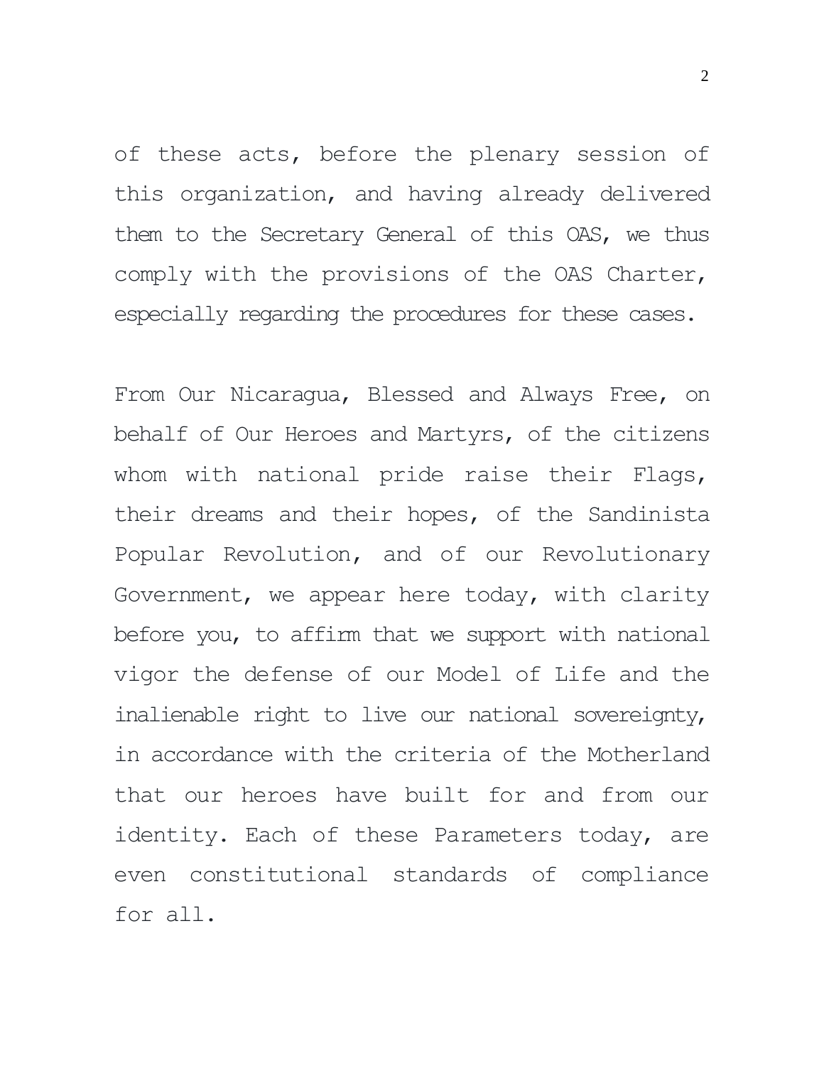of these acts, before the plenary session of this organization, and having already delivered them to the Secretary General of this OAS, we thus comply with the provisions of the OAS Charter, especially regarding the procedures for these cases.

From Our Nicaragua, Blessed and Always Free, on behalf of Our Heroes and Martyrs, of the citizens whom with national pride raise their Flags, their dreams and their hopes, of the Sandinista Popular Revolution, and of our Revolutionary Government, we appear here today, with clarity before you, to affirm that we support with national vigor the defense of our Model of Life and the inalienable right to live our national sovereignty, in accordance with the criteria of the Motherland that our heroes have built for and from our identity. Each of these Parameters today, are even constitutional standards of compliance for all.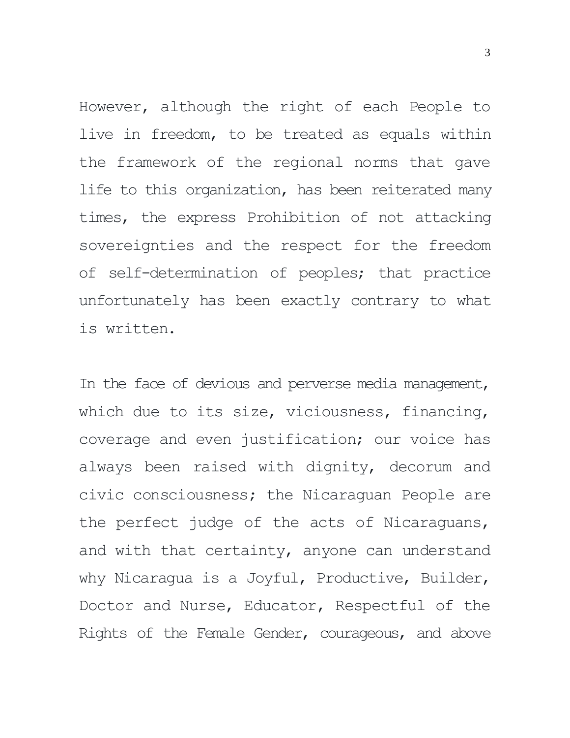However, although the right of each People to live in freedom, to be treated as equals within the framework of the regional norms that gave life to this organization, has been reiterated many times, the express Prohibition of not attacking sovereignties and the respect for the freedom of self-determination of peoples; that practice unfortunately has been exactly contrary to what is written.

In the face of devious and perverse media management, which due to its size, viciousness, financing, coverage and even justification; our voice has always been raised with dignity, decorum and civic consciousness; the Nicaraguan People are the perfect judge of the acts of Nicaraguans, and with that certainty, anyone can understand why Nicaragua is a Joyful, Productive, Builder, Doctor and Nurse, Educator, Respectful of the Rights of the Female Gender, courageous, and above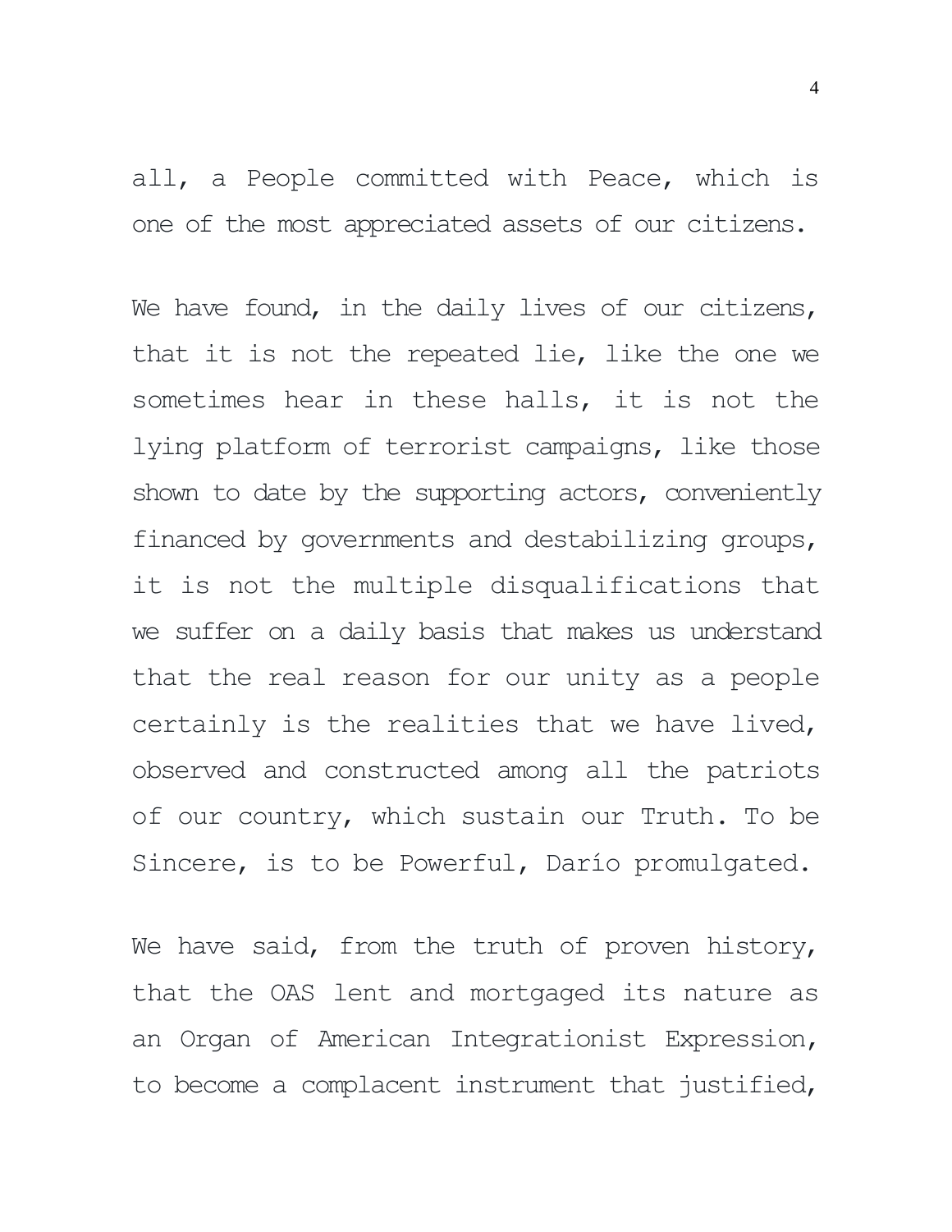all, a People committed with Peace, which is one of the most appreciated assets of our citizens.

We have found, in the daily lives of our citizens, that it is not the repeated lie, like the one we sometimes hear in these halls, it is not the lying platform of terrorist campaigns, like those shown to date by the supporting actors, conveniently financed by governments and destabilizing groups, it is not the multiple disqualifications that we suffer on a daily basis that makes us understand that the real reason for our unity as a people certainly is the realities that we have lived, observed and constructed among all the patriots of our country, which sustain our Truth. To be Sincere, is to be Powerful, Darío promulgated.

We have said, from the truth of proven history, that the OAS lent and mortgaged its nature as an Organ of American Integrationist Expression, to become a complacent instrument that justified,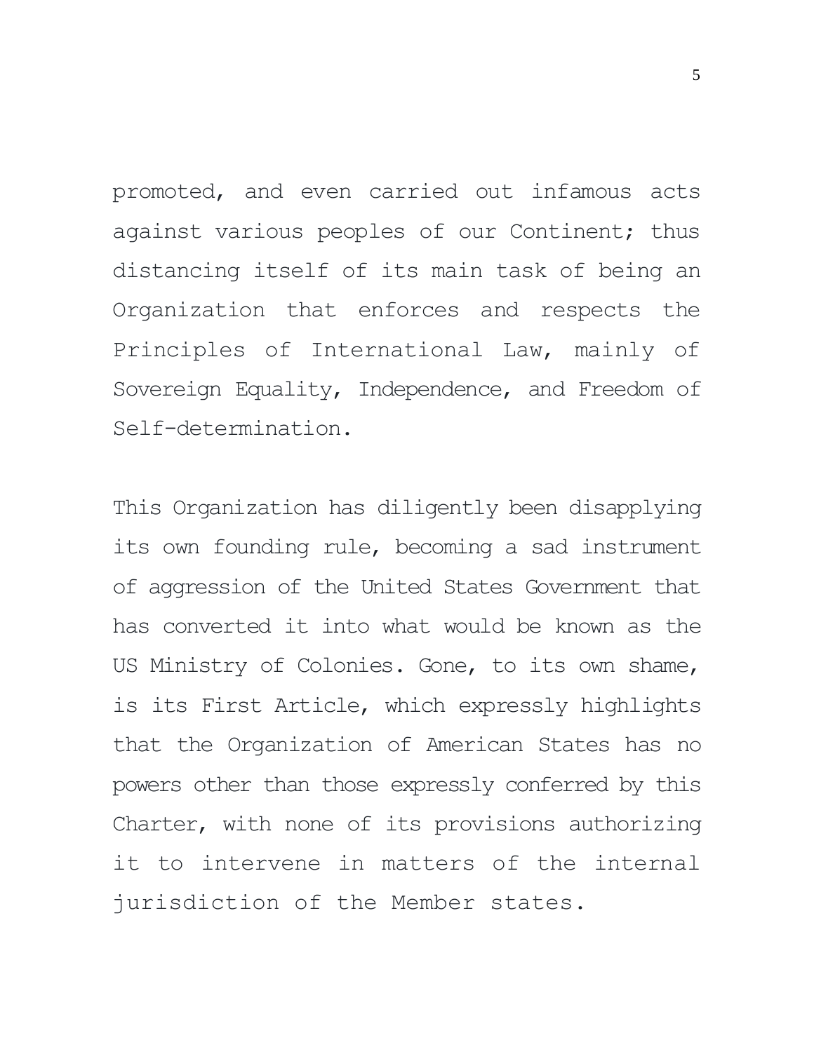promoted, and even carried out infamous acts against various peoples of our Continent; thus distancing itself of its main task of being an Organization that enforces and respects the Principles of International Law, mainly of Sovereign Equality, Independence, and Freedom of Self-determination.

This Organization has diligently been disapplying its own founding rule, becoming a sad instrument of aggression of the United States Government that has converted it into what would be known as the US Ministry of Colonies. Gone, to its own shame, is its First Article, which expressly highlights that the Organization of American States has no powers other than those expressly conferred by this Charter, with none of its provisions authorizing it to intervene in matters of the internal jurisdiction of the Member states.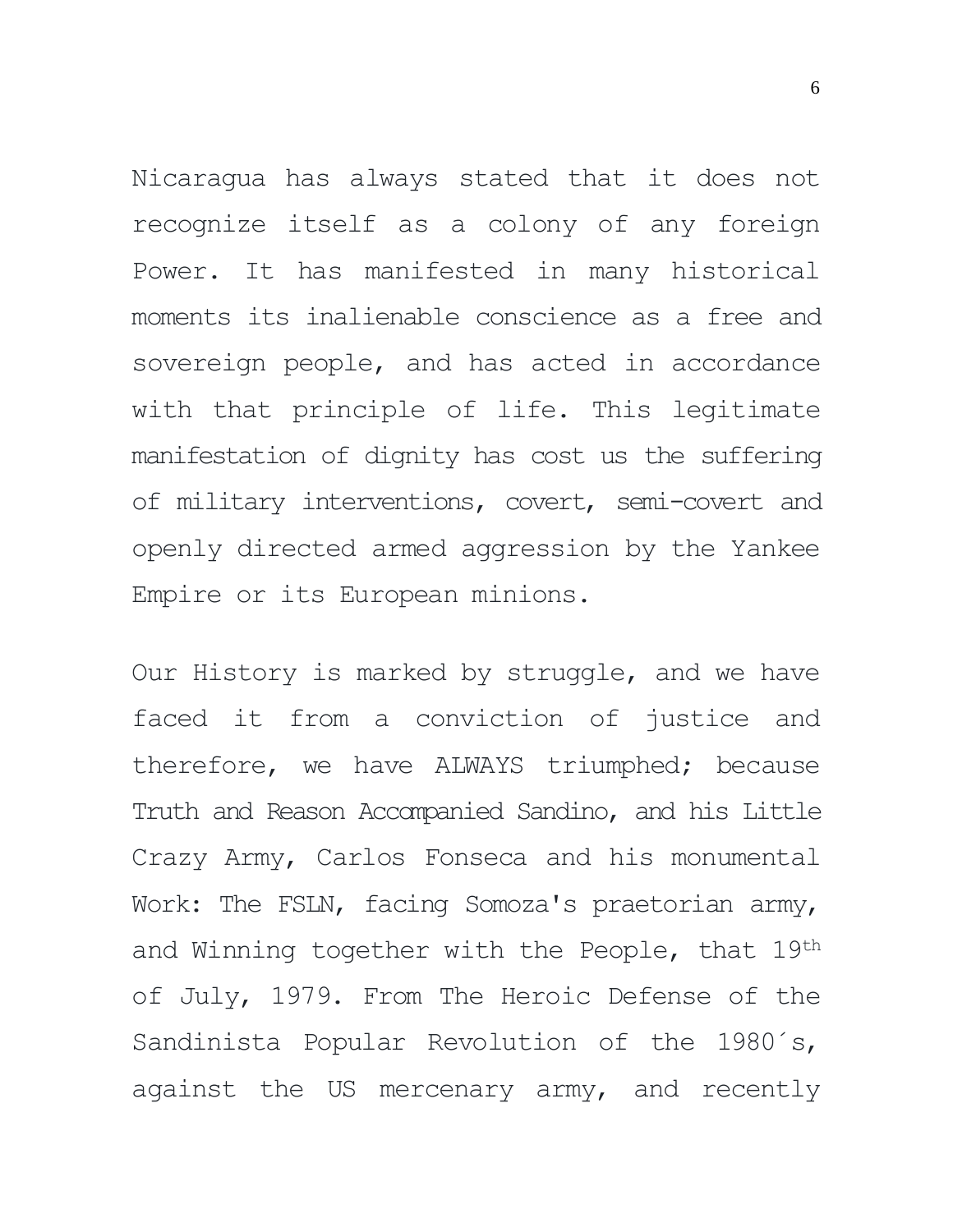Nicaragua has always stated that it does not recognize itself as a colony of any foreign Power. It has manifested in many historical moments its inalienable conscience as a free and sovereign people, and has acted in accordance with that principle of life. This legitimate manifestation of dignity has cost us the suffering of military interventions, covert, semi-covert and openly directed armed aggression by the Yankee Empire or its European minions.

Our History is marked by struggle, and we have faced it from a conviction of justice and therefore, we have ALWAYS triumphed; because Truth and Reason Accompanied Sandino, and his Little Crazy Army, Carlos Fonseca and his monumental Work: The FSLN, facing Somoza's praetorian army, and Winning together with the People, that 19th of July, 1979. From The Heroic Defense of the Sandinista Popular Revolution of the 1980´s, against the US mercenary army, and recently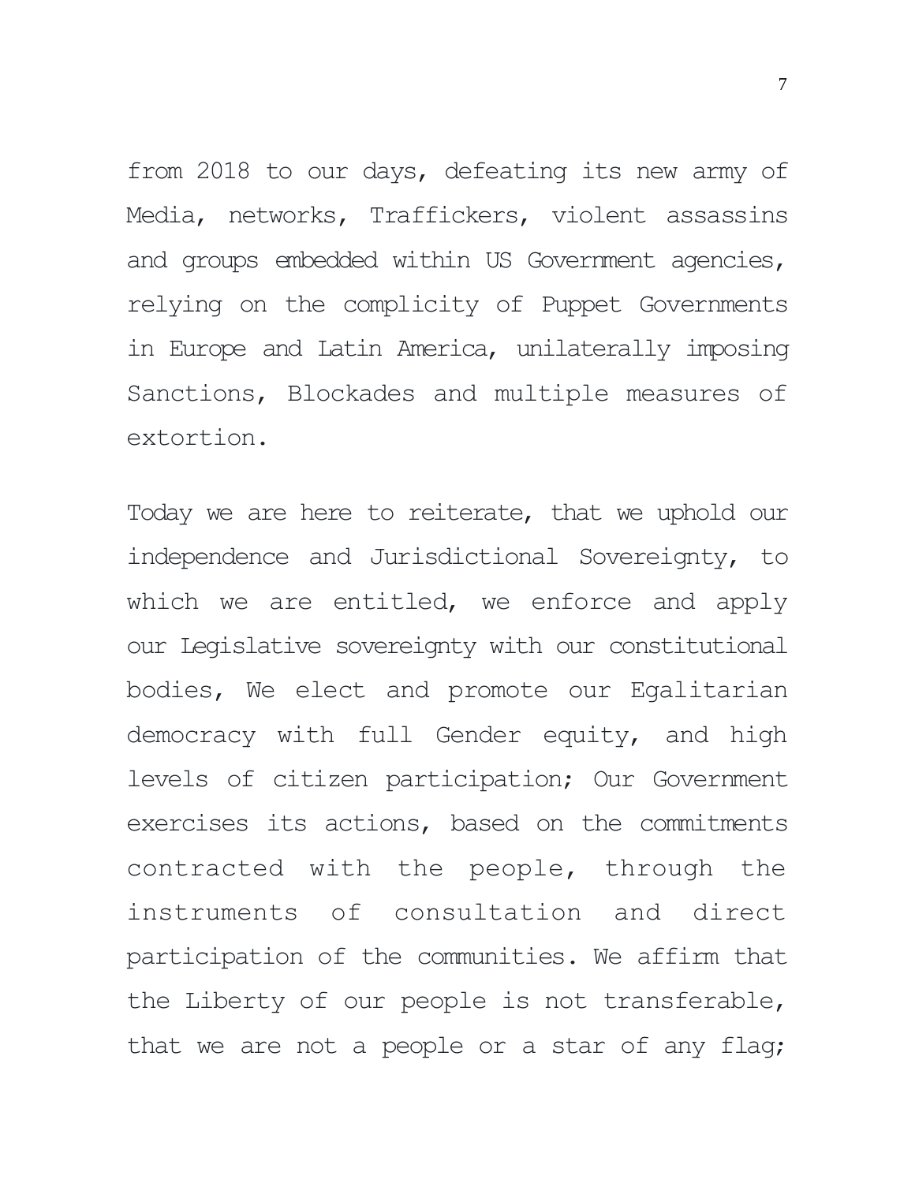from 2018 to our days, defeating its new army of Media, networks, Traffickers, violent assassins and groups embedded within US Government agencies, relying on the complicity of Puppet Governments in Europe and Latin America, unilaterally imposing Sanctions, Blockades and multiple measures of extortion.

Today we are here to reiterate, that we uphold our independence and Jurisdictional Sovereignty, to which we are entitled, we enforce and apply our Legislative sovereignty with our constitutional bodies, We elect and promote our Egalitarian democracy with full Gender equity, and high levels of citizen participation; Our Government exercises its actions, based on the commitments contracted with the people, through the instruments of consultation and direct participation of the communities. We affirm that the Liberty of our people is not transferable, that we are not a people or a star of any flag;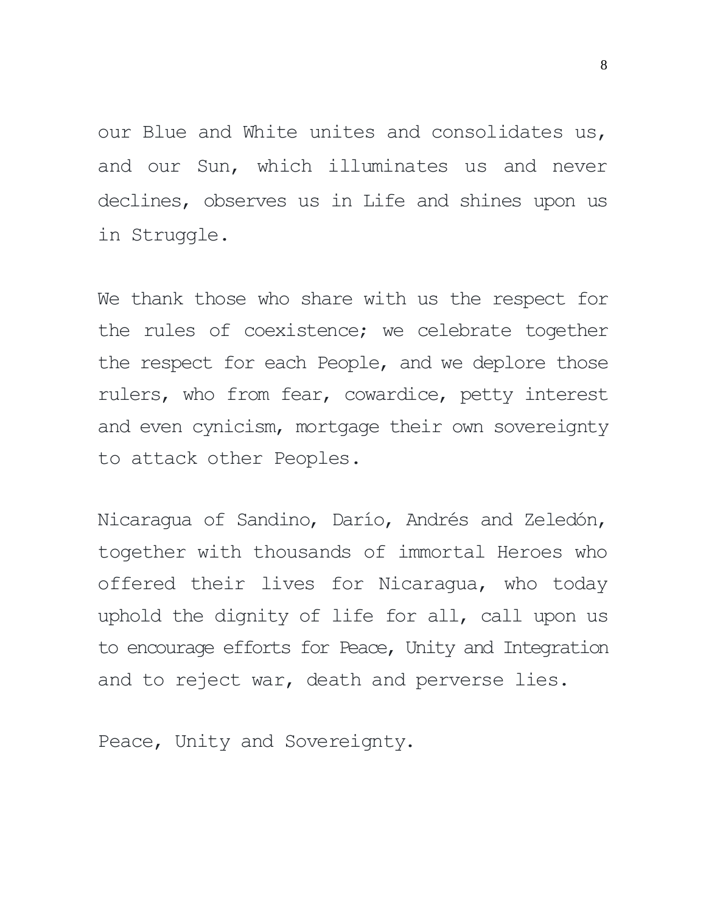our Blue and White unites and consolidates us, and our Sun, which illuminates us and never declines, observes us in Life and shines upon us in Struggle.

We thank those who share with us the respect for the rules of coexistence; we celebrate together the respect for each People, and we deplore those rulers, who from fear, cowardice, petty interest and even cynicism, mortgage their own sovereignty to attack other Peoples.

Nicaragua of Sandino, Darío, Andrés and Zeledón, together with thousands of immortal Heroes who offered their lives for Nicaragua, who today uphold the dignity of life for all, call upon us to encourage efforts for Peace, Unity and Integration and to reject war, death and perverse lies.

Peace, Unity and Sovereignty.